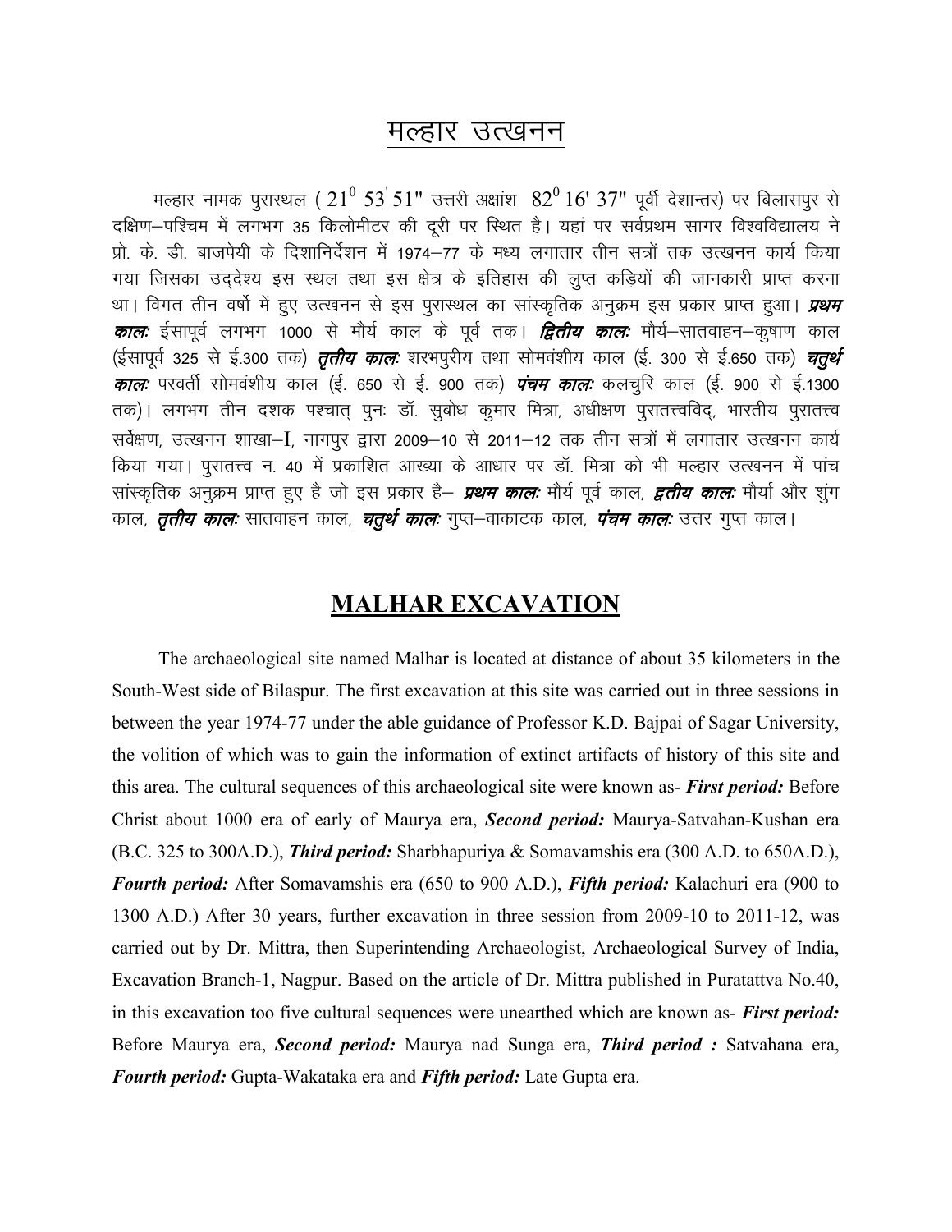# मल्हार उत्खनन

मल्हार नामक पुरास्थल ( $21^0$ $53'$ $51''$ उत्तरी अक्षांश $82^0$ $16'$ $37''$ पूर्वी देशान्तर) पर बिलासपुर से दक्षिण–पश्चिम में लगभग 35 किलोमीटर की दूरी पर स्थित है। यहां पर सर्वप्रथम सागर विश्वविद्यालय ने प्रो. के. डी. बाजपेयी के दिशानिर्देशन में 1974–77 के मध्य लगातार तीन सत्रों तक उत्खनन कार्य किया गया जिसका उद्देश्य इस स्थल तथा इस क्षेत्र के इतिहास की लुप्त कड़ियों की जानकारी प्राप्त करना था। विगत तीन वर्षो में हुए उत्खनन से इस पुरास्थल का सांस्कृतिक अनुक्रम इस प्रकार प्राप्त हुआ। ***प्रथम कालः*** ईसापूर्व लगभग 1000 से मौर्य काल के पूर्व तक। ***द्वितीय कालः*** मौर्य–सातवाहन–कुषाण काल (ईसापूर्व 325 से ई.300 तक) ***तृतीय कालः*** शरभपुरीय तथा सोमवंशीय काल (ई. 300 से ई.650 तक) ***चतुर्थ कालः*** परवर्ती सोमवंशीय काल (ई. 650 से ई. 900 तक) ***पंचम कालः*** कलचुरि काल (ई. 900 से ई.1300 तक)। लगभग तीन दशक पश्चात् पुनः डॉ. सुबोध कुमार मित्रा, अधीक्षण पुरातत्त्वविद्, भारतीय पुरातत्त्व सर्वेक्षण, उत्खनन शाखा–I, नागपुर द्वारा 2009–10 से 2011–12 तक तीन सत्रों में लगातार उत्खनन कार्य किया गया। पुरातत्त्व न. 40 में प्रकाशित आख्या के आधार पर डॉ. मित्रा को भी मल्हार उत्खनन में पांच सांस्कृतिक अनुक्रम प्राप्त हुए है जो इस प्रकार है– ***प्रथम कालः*** मौर्य पूर्व काल, ***द्वतीय कालः*** मौर्या और शुंग काल, ***तृतीय कालः*** सातवाहन काल, ***चतुर्थ कालः*** गुप्त–वाकाटक काल, ***पंचम कालः*** उत्तर गुप्त काल।

# MALHAR EXCAVATION

The archaeological site named Malhar is located at distance of about 35 kilometers in the South-West side of Bilaspur. The first excavation at this site was carried out in three sessions in between the year 1974-77 under the able guidance of Professor K.D. Bajpai of Sagar University, the volition of which was to gain the information of extinct artifacts of history of this site and this area. The cultural sequences of this archaeological site were known as- ***First period:*** Before Christ about 1000 era of early of Maurya era, ***Second period:*** Maurya-Satvahan-Kushan era (B.C. 325 to 300A.D.), ***Third period:*** Sharbhapuriya & Somavamshis era (300 A.D. to 650A.D.), ***Fourth period:*** After Somavamshis era (650 to 900 A.D.), ***Fifth period:*** Kalachuri era (900 to 1300 A.D.) After 30 years, further excavation in three session from 2009-10 to 2011-12, was carried out by Dr. Mittra, then Superintending Archaeologist, Archaeological Survey of India, Excavation Branch-1, Nagpur. Based on the article of Dr. Mittra published in Puratattva No.40, in this excavation too five cultural sequences were unearthed which are known as- ***First period:*** Before Maurya era, ***Second period:*** Maurya nad Sunga era, ***Third period :*** Satvahana era, ***Fourth period:*** Gupta-Wakataka era and ***Fifth period:*** Late Gupta era.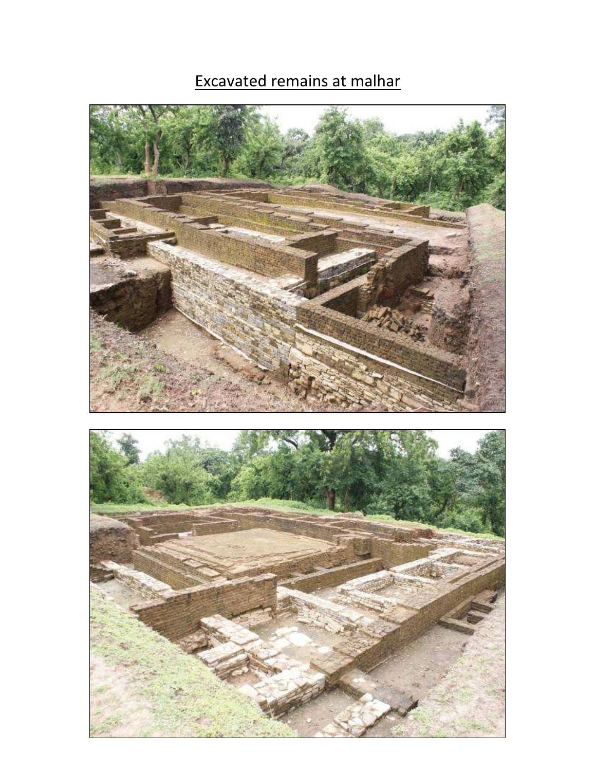Excavated remains at malhar